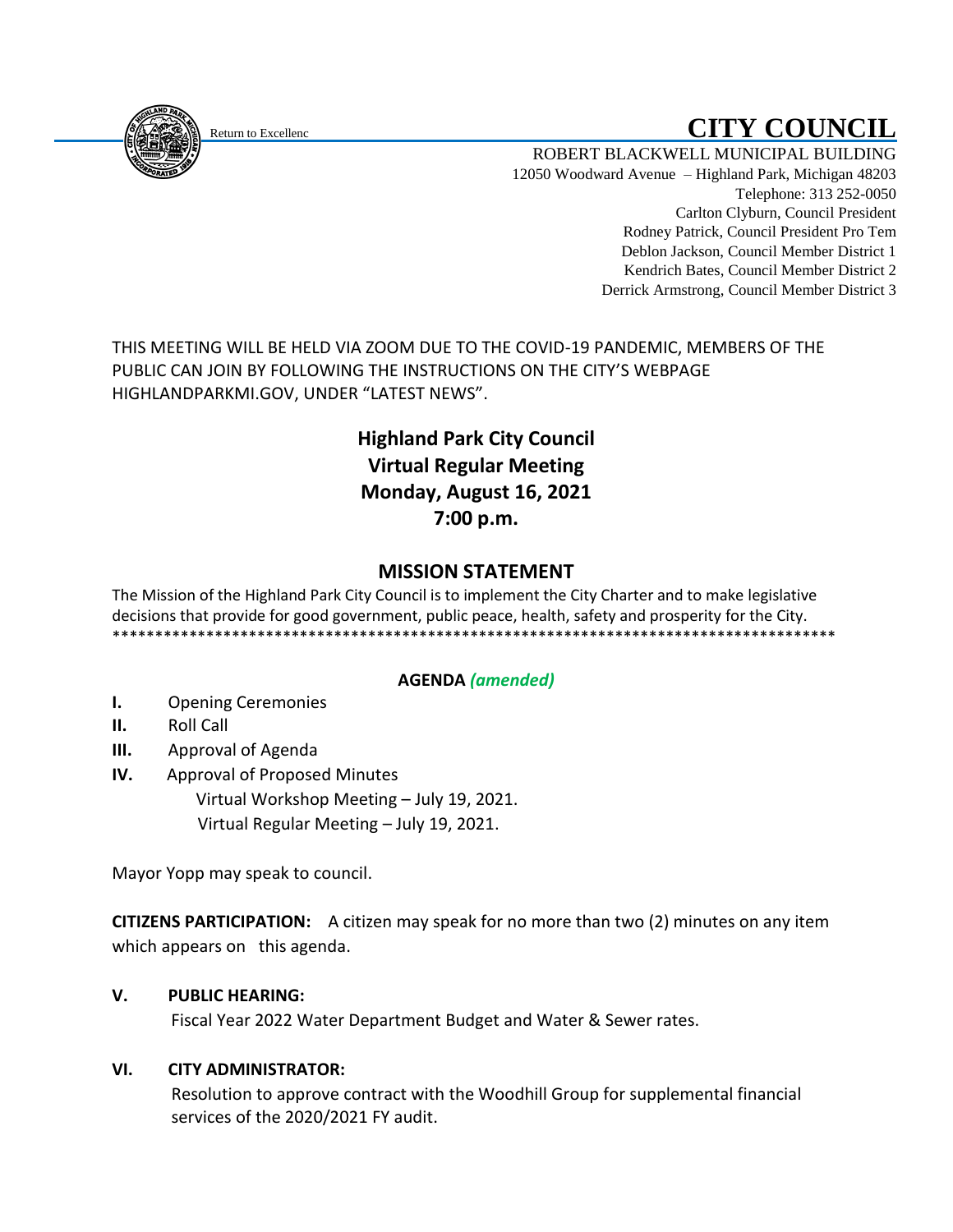Return to Excellenc

# CITY COUNCIL

ROBERT BLACKWELL MUNICIPAL BUILDING
12050 Woodward Avenue – Highland Park, Michigan 48203
Telephone: 313 252-0050
Carlton Clyburn, Council President
Rodney Patrick, Council President Pro Tem
Deblon Jackson, Council Member District 1
Kendrich Bates, Council Member District 2
Derrick Armstrong, Council Member District 3

THIS MEETING WILL BE HELD VIA ZOOM DUE TO THE COVID-19 PANDEMIC, MEMBERS OF THE PUBLIC CAN JOIN BY FOLLOWING THE INSTRUCTIONS ON THE CITY'S WEBPAGE HIGHLANDPARKMI.GOV, UNDER "LATEST NEWS".

## Highland Park City Council
## Virtual Regular Meeting
## Monday, August 16, 2021
## 7:00 p.m.

## MISSION STATEMENT

The Mission of the Highland Park City Council is to implement the City Charter and to make legislative decisions that provide for good government, public peace, health, safety and prosperity for the City.
*****************************************************************************************

**AGENDA** ***(amended)***

**I.** Opening Ceremonies

**II.** Roll Call

**III.** Approval of Agenda

**IV.** Approval of Proposed Minutes
Virtual Workshop Meeting – July 19, 2021.
Virtual Regular Meeting – July 19, 2021.

Mayor Yopp may speak to council.

**CITIZENS PARTICIPATION:** A citizen may speak for no more than two (2) minutes on any item which appears on this agenda.

**V. PUBLIC HEARING:**

Fiscal Year 2022 Water Department Budget and Water & Sewer rates.

**VI. CITY ADMINISTRATOR:**

Resolution to approve contract with the Woodhill Group for supplemental financial services of the 2020/2021 FY audit.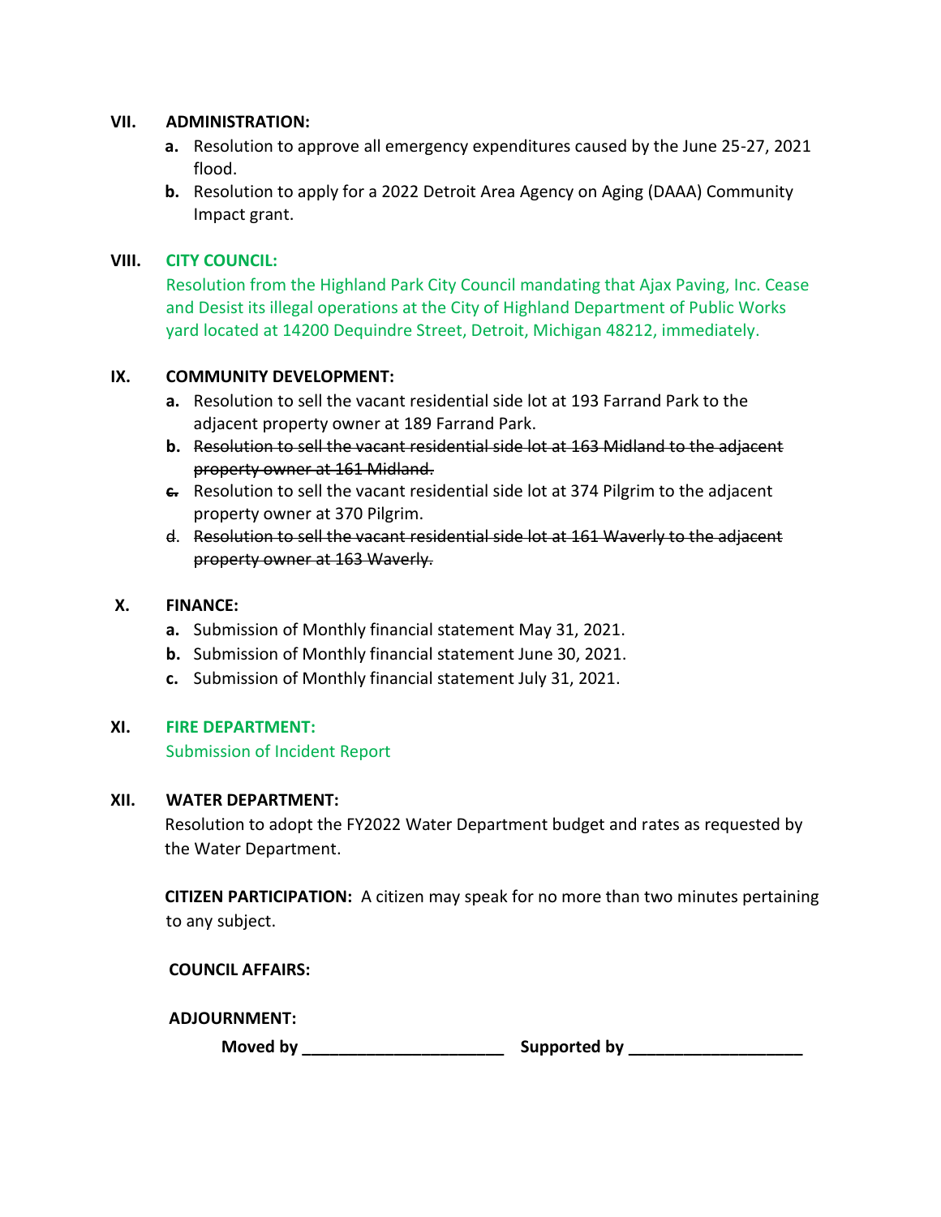## VII. ADMINISTRATION:

- **a.** Resolution to approve all emergency expenditures caused by the June 25-27, 2021 flood.
- **b.** Resolution to apply for a 2022 Detroit Area Agency on Aging (DAAA) Community Impact grant.

## VIII. CITY COUNCIL:

Resolution from the Highland Park City Council mandating that Ajax Paving, Inc. Cease and Desist its illegal operations at the City of Highland Department of Public Works yard located at 14200 Dequindre Street, Detroit, Michigan 48212, immediately.

## IX. COMMUNITY DEVELOPMENT:

- **a.** Resolution to sell the vacant residential side lot at 193 Farrand Park to the adjacent property owner at 189 Farrand Park.
- **b.** ~~Resolution to sell the vacant residential side lot at 163 Midland to the adjacent property owner at 161 Midland.~~
- ~~**c.**~~ Resolution to sell the vacant residential side lot at 374 Pilgrim to the adjacent property owner at 370 Pilgrim.
- ~~d.~~ ~~Resolution to sell the vacant residential side lot at 161 Waverly to the adjacent property owner at 163 Waverly.~~

## X. FINANCE:

- **a.** Submission of Monthly financial statement May 31, 2021.
- **b.** Submission of Monthly financial statement June 30, 2021.
- **c.** Submission of Monthly financial statement July 31, 2021.

## XI. FIRE DEPARTMENT:

Submission of Incident Report

## XII. WATER DEPARTMENT:

Resolution to adopt the FY2022 Water Department budget and rates as requested by the Water Department.

**CITIZEN PARTICIPATION:** A citizen may speak for no more than two minutes pertaining to any subject.

**COUNCIL AFFAIRS:**

**ADJOURNMENT:**

**Moved by ______________________ Supported by ___________________**